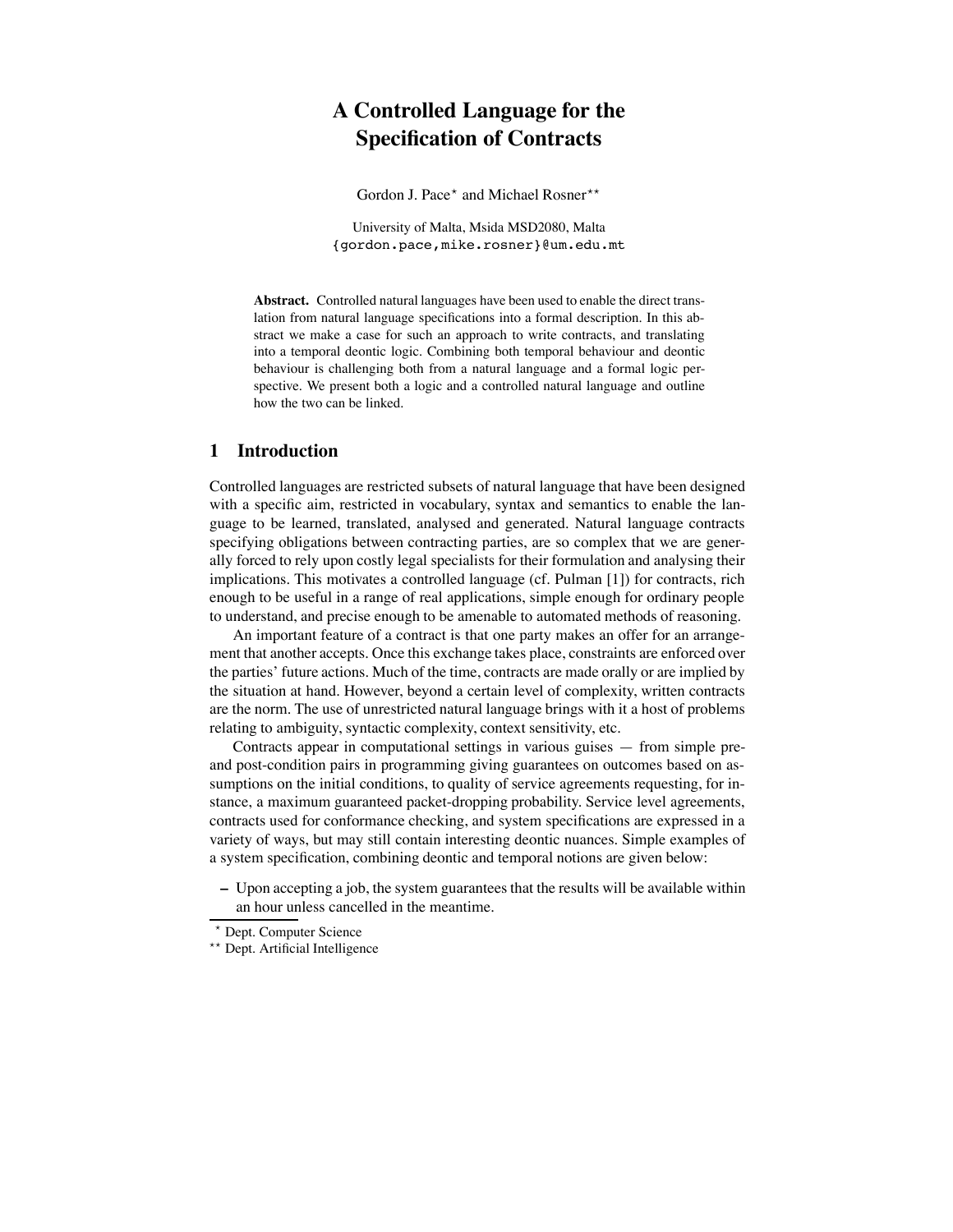# A Controlled Language for the Specification of Contracts

Gordon J. Pace[*] and Michael Rosner[**]

University of Malta, Msida MSD2080, Malta
{gordon.pace,mike.rosner}@um.edu.mt

**Abstract.** Controlled natural languages have been used to enable the direct translation from natural language specifications into a formal description. In this abstract we make a case for such an approach to write contracts, and translating into a temporal deontic logic. Combining both temporal behaviour and deontic behaviour is challenging both from a natural language and a formal logic perspective. We present both a logic and a controlled natural language and outline how the two can be linked.

## 1 Introduction

Controlled languages are restricted subsets of natural language that have been designed with a specific aim, restricted in vocabulary, syntax and semantics to enable the language to be learned, translated, analysed and generated. Natural language contracts specifying obligations between contracting parties, are so complex that we are generally forced to rely upon costly legal specialists for their formulation and analysing their implications. This motivates a controlled language (cf. Pulman [1]) for contracts, rich enough to be useful in a range of real applications, simple enough for ordinary people to understand, and precise enough to be amenable to automated methods of reasoning.

An important feature of a contract is that one party makes an offer for an arrangement that another accepts. Once this exchange takes place, constraints are enforced over the parties' future actions. Much of the time, contracts are made orally or are implied by the situation at hand. However, beyond a certain level of complexity, written contracts are the norm. The use of unrestricted natural language brings with it a host of problems relating to ambiguity, syntactic complexity, context sensitivity, etc.

Contracts appear in computational settings in various guises — from simple pre- and post-condition pairs in programming giving guarantees on outcomes based on assumptions on the initial conditions, to quality of service agreements requesting, for instance, a maximum guaranteed packet-dropping probability. Service level agreements, contracts used for conformance checking, and system specifications are expressed in a variety of ways, but may still contain interesting deontic nuances. Simple examples of a system specification, combining deontic and temporal notions are given below:

- Upon accepting a job, the system guarantees that the results will be available within an hour unless cancelled in the meantime.

[*] Dept. Computer Science
[**] Dept. Artificial Intelligence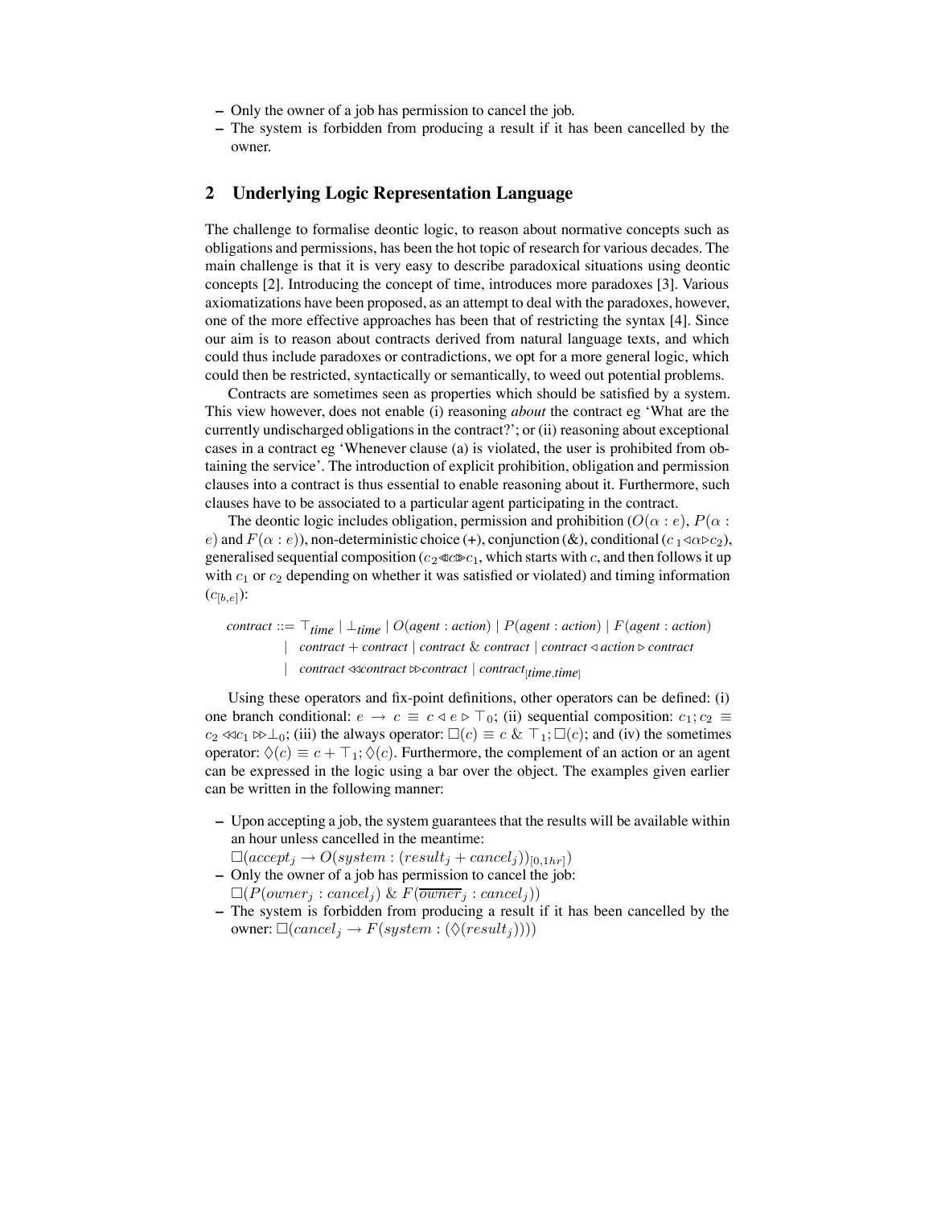- Only the owner of a job has permission to cancel the job.
- The system is forbidden from producing a result if it has been cancelled by the owner.

## 2 Underlying Logic Representation Language

The challenge to formalise deontic logic, to reason about normative concepts such as obligations and permissions, has been the hot topic of research for various decades. The main challenge is that it is very easy to describe paradoxical situations using deontic concepts [2]. Introducing the concept of time, introduces more paradoxes [3]. Various axiomatizations have been proposed, as an attempt to deal with the paradoxes, however, one of the more effective approaches has been that of restricting the syntax [4]. Since our aim is to reason about contracts derived from natural language texts, and which could thus include paradoxes or contradictions, we opt for a more general logic, which could then be restricted, syntactically or semantically, to weed out potential problems.

Contracts are sometimes seen as properties which should be satisfied by a system. This view however, does not enable (i) reasoning *about* the contract eg 'What are the currently undischarged obligations in the contract?'; or (ii) reasoning about exceptional cases in a contract eg 'Whenever clause (a) is violated, the user is prohibited from obtaining the service'. The introduction of explicit prohibition, obligation and permission clauses into a contract is thus essential to enable reasoning about it. Furthermore, such clauses have to be associated to a particular agent participating in the contract.

The deontic logic includes obligation, permission and prohibition ($O(\alpha : e)$, $P(\alpha : e)$ and $F(\alpha : e)$), non-deterministic choice (+), conjunction (&), conditional ($c_1 \triangleleft \alpha \triangleright c_2$), generalised sequential composition ($c_2 \lll c \ggg c_1$, which starts with $c$, and then follows it up with $c_1$ or $c_2$ depending on whether it was satisfied or violated) and timing information ($c_{[b,e]}$):

$$
\begin{aligned}
\textit{contract} ::= & \top_{\textit{time}} \mid \bot_{\textit{time}} \mid O(\textit{agent} : \textit{action}) \mid P(\textit{agent} : \textit{action}) \mid F(\textit{agent} : \textit{action}) \\
\mid & \ \textit{contract} + \textit{contract} \mid \textit{contract} \ \& \ \textit{contract} \mid \textit{contract} \triangleleft \textit{action} \triangleright \textit{contract} \\
\mid & \ \textit{contract} \lll \textit{contract} \ggg \textit{contract} \mid \textit{contract}_{[\textit{time},\textit{time}]}
\end{aligned}
$$

Using these operators and fix-point definitions, other operators can be defined: (i) one branch conditional: $e \rightarrow c \equiv c \triangleleft e \triangleright \top_0$; (ii) sequential composition: $c_1; c_2 \equiv c_2 \lll c_1 \ggg \bot_0$; (iii) the always operator: $\Box(c) \equiv c \ \& \ \top_1; \Box(c)$; and (iv) the sometimes operator: $\Diamond(c) \equiv c + \top_1; \Diamond(c)$. Furthermore, the complement of an action or an agent can be expressed in the logic using a bar over the object. The examples given earlier can be written in the following manner:

- Upon accepting a job, the system guarantees that the results will be available within an hour unless cancelled in the meantime:
  $\Box(accept_j \rightarrow O(system : (result_j + cancel_j))_{[0,1hr]})$
- Only the owner of a job has permission to cancel the job:
  $\Box(P(owner_j : cancel_j) \ \& \ F(\overline{owner}_j : cancel_j))$
- The system is forbidden from producing a result if it has been cancelled by the owner: $\Box(cancel_j \rightarrow F(system : (\Diamond(result_j))))$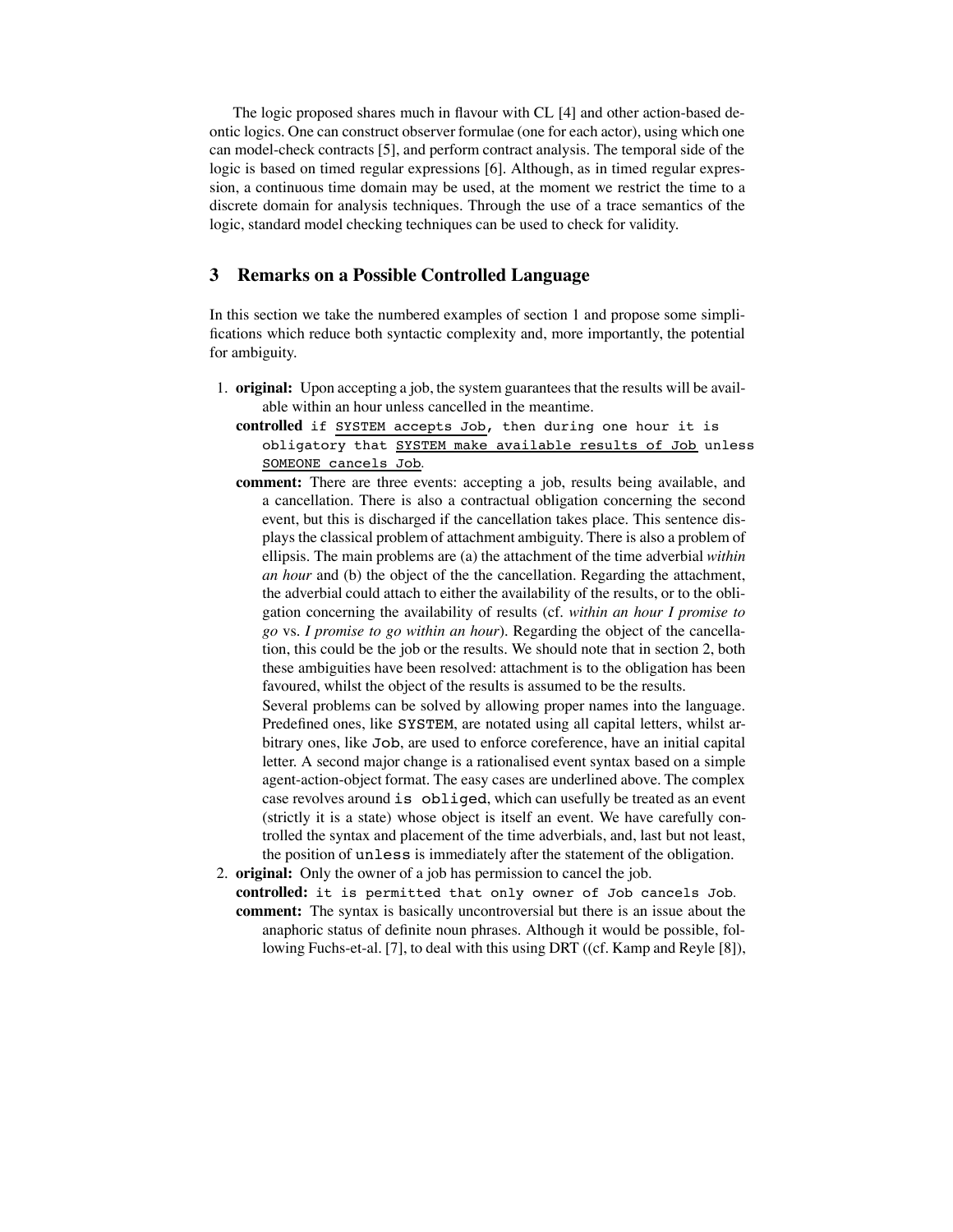The logic proposed shares much in flavour with CL [4] and other action-based deontic logics. One can construct observer formulae (one for each actor), using which one can model-check contracts [5], and perform contract analysis. The temporal side of the logic is based on timed regular expressions [6]. Although, as in timed regular expression, a continuous time domain may be used, at the moment we restrict the time to a discrete domain for analysis techniques. Through the use of a trace semantics of the logic, standard model checking techniques can be used to check for validity.

## 3 Remarks on a Possible Controlled Language

In this section we take the numbered examples of section 1 and propose some simplifications which reduce both syntactic complexity and, more importantly, the potential for ambiguity.

1. **original:** Upon accepting a job, the system guarantees that the results will be available within an hour unless cancelled in the meantime.

   **controlled** `if` <u>`SYSTEM accepts Job`</u>`, then during one hour it is obligatory that` <u>`SYSTEM make available results of Job`</u> `unless` <u>`SOMEONE cancels Job`</u>.

   **comment:** There are three events: accepting a job, results being available, and a cancellation. There is also a contractual obligation concerning the second event, but this is discharged if the cancellation takes place. This sentence displays the classical problem of attachment ambiguity. There is also a problem of ellipsis. The main problems are (a) the attachment of the time adverbial *within an hour* and (b) the object of the the cancellation. Regarding the attachment, the adverbial could attach to either the availability of the results, or to the obligation concerning the availability of results (cf. *within an hour I promise to go* vs. *I promise to go within an hour*). Regarding the object of the cancellation, this could be the job or the results. We should note that in section 2, both these ambiguities have been resolved: attachment is to the obligation has been favoured, whilst the object of the results is assumed to be the results.

   Several problems can be solved by allowing proper names into the language. Predefined ones, like `SYSTEM`, are notated using all capital letters, whilst arbitrary ones, like `Job`, are used to enforce coreference, have an initial capital letter. A second major change is a rationalised event syntax based on a simple agent-action-object format. The easy cases are underlined above. The complex case revolves around `is obliged`, which can usefully be treated as an event (strictly it is a state) whose object is itself an event. We have carefully controlled the syntax and placement of the time adverbials, and, last but not least, the position of `unless` is immediately after the statement of the obligation.

2. **original:** Only the owner of a job has permission to cancel the job.

   **controlled:** `it is permitted that only owner of Job cancels Job`.

   **comment:** The syntax is basically uncontroversial but there is an issue about the anaphoric status of definite noun phrases. Although it would be possible, following Fuchs-et-al. [7], to deal with this using DRT ((cf. Kamp and Reyle [8]),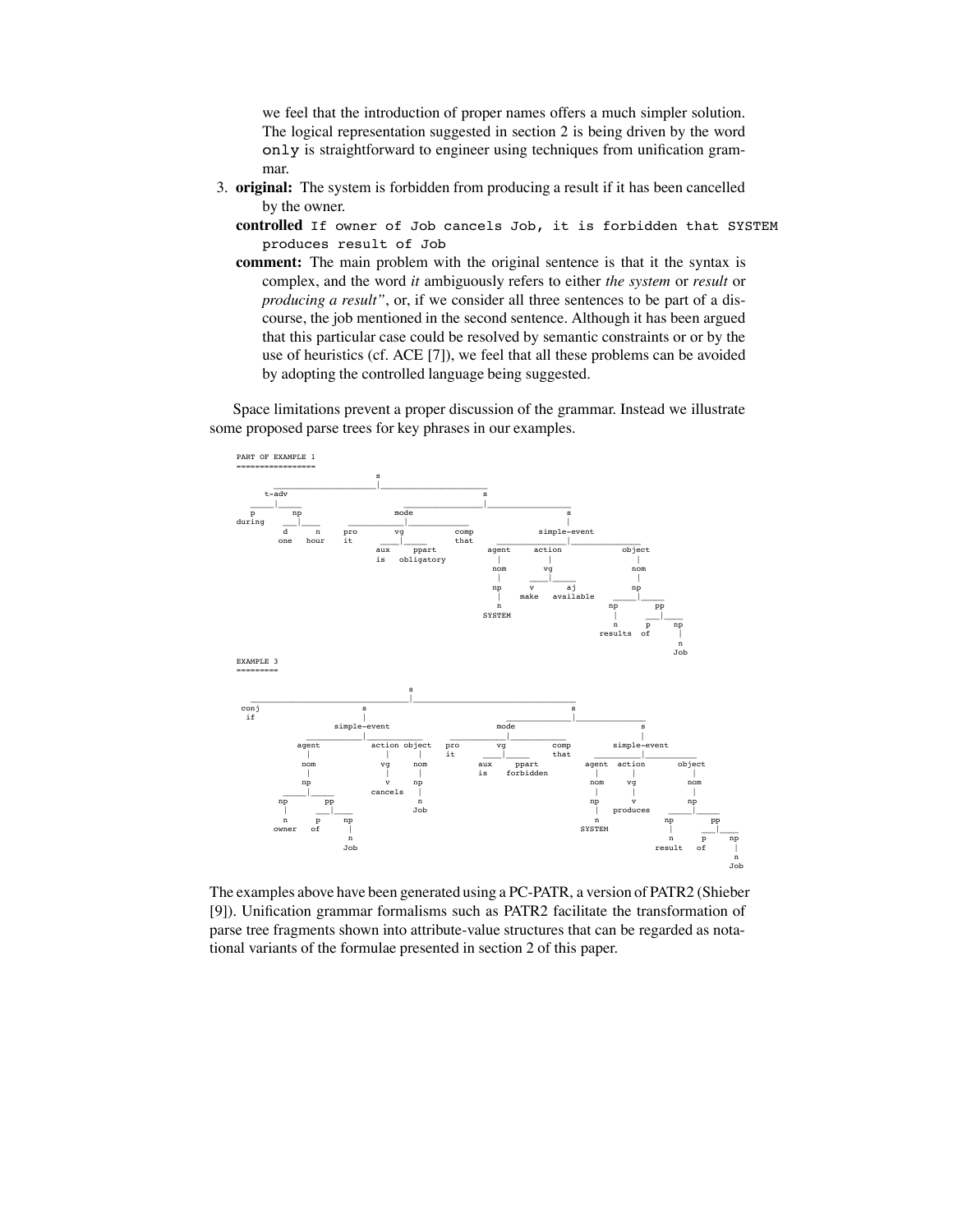we feel that the introduction of proper names offers a much simpler solution. The logical representation suggested in section 2 is being driven by the word `only` is straightforward to engineer using techniques from unification grammar.

3. **original:** The system is forbidden from producing a result if it has been cancelled by the owner.

   **controlled** `If owner of Job cancels Job, it is forbidden that SYSTEM produces result of Job`

   **comment:** The main problem with the original sentence is that it the syntax is complex, and the word *it* ambiguously refers to either *the system* or *result* or *producing a result"*, or, if we consider all three sentences to be part of a discourse, the job mentioned in the second sentence. Although it has been argued that this particular case could be resolved by semantic constraints or or by the use of heuristics (cf. ACE [7]), we feel that all these problems can be avoided by adopting the controlled language being suggested.

Space limitations prevent a proper discussion of the grammar. Instead we illustrate some proposed parse trees for key phrases in our examples.

```
PART OF EXAMPLE 1
=================
                                s
            ____________________|____________________
           t-adv                                     s
        _____|_____                 _________________|_________________
        p         np              mode                                 s
      during   ___|____     ________|________                          |
               d      n    pro      vg      comp                  simple-event
              one   hour    it   ___|____   that       _______________|_______________
                                aux     ppart         agent        action            object
                                 is   obligatory        |            |                 |
                                                       nom           vg               nom
                                                        |         ___|____             |
                                                       np         v      aj           np
                                                        |       make  available   ____|____
                                                        n                        np       pp
                                                     SYSTEM                      |     ___|___
                                                                                 n     p     np
                                                                              results  of     |
                                                                                              n
                                                                                             Job

EXAMPLE 3
=========
                                   s
        ___________________________|___________________________
      conj               s                                     s
       if                |                      _______________|_______________
                   simple-event               mode                             s
             ___________|___________     ______|______                         |
          agent        action   object  pro     vg     comp              simple-event
            |            |        |     it   ___|____  that      _____________|_____________
           nom           vg      nom        aux   ppart        agent     action          object
            |            |        |          is  forbidden       |         |               |
           np            v       np                             nom        vg             nom
        ___|____      cancels     |                              |         |               |
       np      pp                 n                             np         v              np
       |    ___|___              Job                             |      produces       ____|____
       n    p     np                                             n                    np       pp
     owner  of     |                                          SYSTEM                  |     ___|___
                   n                                                                  n     p     np
                  Job                                                              result   of     |
                                                                                                   n
                                                                                                  Job
```

The examples above have been generated using a PC-PATR, a version of PATR2 (Shieber [9]). Unification grammar formalisms such as PATR2 facilitate the transformation of parse tree fragments shown into attribute-value structures that can be regarded as notational variants of the formulae presented in section 2 of this paper.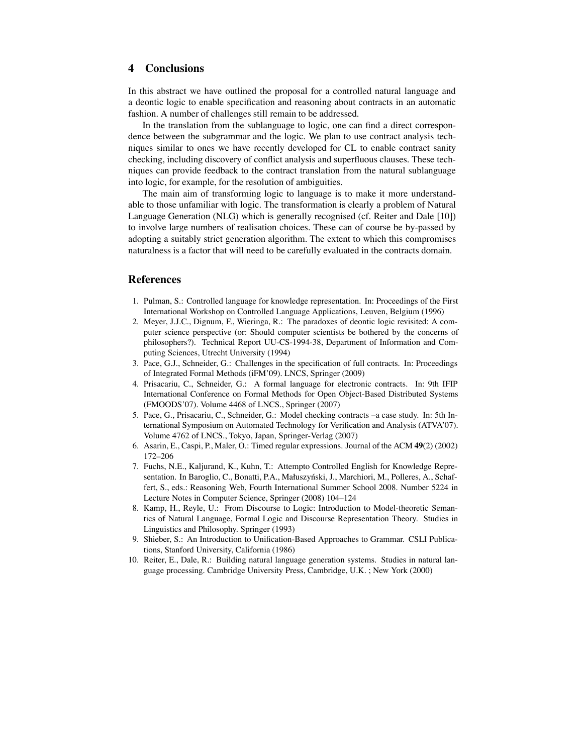## 4 Conclusions

In this abstract we have outlined the proposal for a controlled natural language and a deontic logic to enable specification and reasoning about contracts in an automatic fashion. A number of challenges still remain to be addressed.

In the translation from the sublanguage to logic, one can find a direct correspondence between the subgrammar and the logic. We plan to use contract analysis techniques similar to ones we have recently developed for CL to enable contract sanity checking, including discovery of conflict analysis and superfluous clauses. These techniques can provide feedback to the contract translation from the natural sublanguage into logic, for example, for the resolution of ambiguities.

The main aim of transforming logic to language is to make it more understandable to those unfamiliar with logic. The transformation is clearly a problem of Natural Language Generation (NLG) which is generally recognised (cf. Reiter and Dale [10]) to involve large numbers of realisation choices. These can of course be by-passed by adopting a suitably strict generation algorithm. The extent to which this compromises naturalness is a factor that will need to be carefully evaluated in the contracts domain.

## References

1. Pulman, S.: Controlled language for knowledge representation. In: Proceedings of the First International Workshop on Controlled Language Applications, Leuven, Belgium (1996)
2. Meyer, J.J.C., Dignum, F., Wieringa, R.: The paradoxes of deontic logic revisited: A computer science perspective (or: Should computer scientists be bothered by the concerns of philosophers?). Technical Report UU-CS-1994-38, Department of Information and Computing Sciences, Utrecht University (1994)
3. Pace, G.J., Schneider, G.: Challenges in the specification of full contracts. In: Proceedings of Integrated Formal Methods (iFM'09). LNCS, Springer (2009)
4. Prisacariu, C., Schneider, G.: A formal language for electronic contracts. In: 9th IFIP International Conference on Formal Methods for Open Object-Based Distributed Systems (FMOODS'07). Volume 4468 of LNCS., Springer (2007)
5. Pace, G., Prisacariu, C., Schneider, G.: Model checking contracts –a case study. In: 5th International Symposium on Automated Technology for Verification and Analysis (ATVA'07). Volume 4762 of LNCS., Tokyo, Japan, Springer-Verlag (2007)
6. Asarin, E., Caspi, P., Maler, O.: Timed regular expressions. Journal of the ACM **49**(2) (2002) 172–206
7. Fuchs, N.E., Kaljurand, K., Kuhn, T.: Attempto Controlled English for Knowledge Representation. In Baroglio, C., Bonatti, P.A., Małuszyński, J., Marchiori, M., Polleres, A., Schaffert, S., eds.: Reasoning Web, Fourth International Summer School 2008. Number 5224 in Lecture Notes in Computer Science, Springer (2008) 104–124
8. Kamp, H., Reyle, U.: From Discourse to Logic: Introduction to Model-theoretic Semantics of Natural Language, Formal Logic and Discourse Representation Theory. Studies in Linguistics and Philosophy. Springer (1993)
9. Shieber, S.: An Introduction to Unification-Based Approaches to Grammar. CSLI Publications, Stanford University, California (1986)
10. Reiter, E., Dale, R.: Building natural language generation systems. Studies in natural language processing. Cambridge University Press, Cambridge, U.K. ; New York (2000)